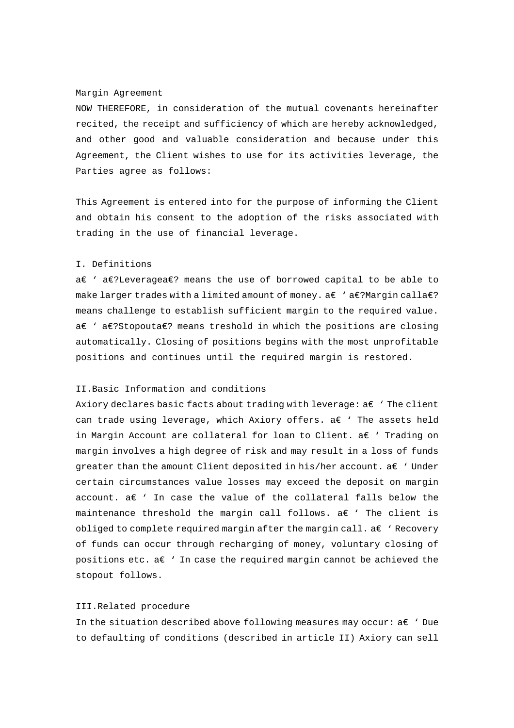Margin Agreement

NOW THEREFORE, in consideration of the mutual covenants hereinafter recited, the receipt and sufficiency of which are hereby acknowledged, and other good and valuable consideration and because under this Agreement, the Client wishes to use for its activities leverage, the Parties agree as follows:

This Agreement is entered into for the purpose of informing the Client and obtain his consent to the adoption of the risks associated with trading in the use of financial leverage.

I. Definitions

a€ ' a€?Leveragea€? means the use of borrowed capital to be able to make larger trades with a limited amount of money. a€ ' a€?Margin calla€? means challenge to establish sufficient margin to the required value. a€ ' a€?Stopouta€? means treshold in which the positions are closing automatically. Closing of positions begins with the most unprofitable positions and continues until the required margin is restored.

II.Basic Information and conditions

Axiory declares basic facts about trading with leverage: a€ ' The client can trade using leverage, which Axiory offers. a€ ' The assets held in Margin Account are collateral for loan to Client. a€ ' Trading on margin involves a high degree of risk and may result in a loss of funds greater than the amount Client deposited in his/her account. a€ ' Under certain circumstances value losses may exceed the deposit on margin account. a€ ' In case the value of the collateral falls below the maintenance threshold the margin call follows. a€ ' The client is obliged to complete required margin after the margin call. a€ ' Recovery of funds can occur through recharging of money, voluntary closing of positions etc. a€ ' In case the required margin cannot be achieved the stopout follows.

III.Related procedure

In the situation described above following measures may occur: a€ ' Due to defaulting of conditions (described in article II) Axiory can sell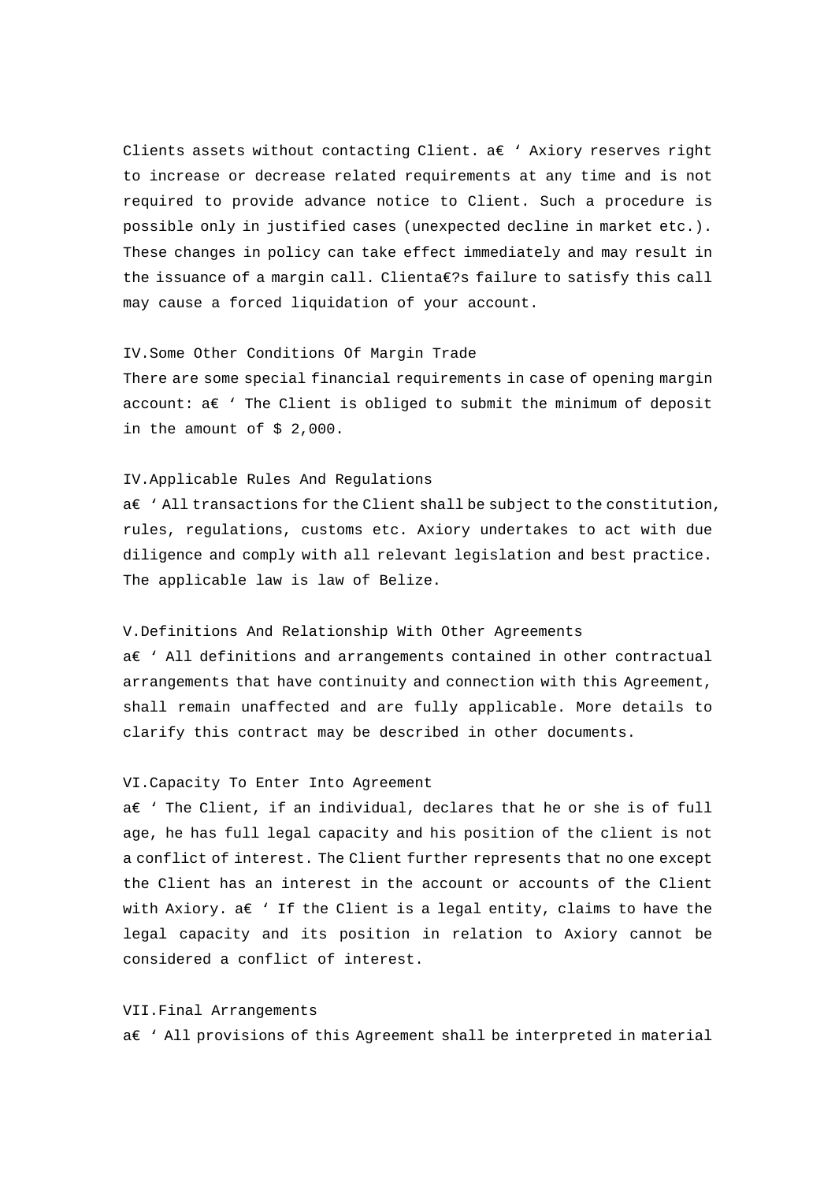Clients assets without contacting Client. a€ ‘ Axiory reserves right to increase or decrease related requirements at any time and is not required to provide advance notice to Client. Such a procedure is possible only in justified cases (unexpected decline in market etc.). These changes in policy can take effect immediately and may result in the issuance of a margin call. Clienta€?s failure to satisfy this call may cause a forced liquidation of your account.

IV.Some Other Conditions Of Margin Trade

There are some special financial requirements in case of opening margin account: a€ ‘ The Client is obliged to submit the minimum of deposit in the amount of $ 2,000.

IV.Applicable Rules And Regulations

a€ ‘ All transactions for the Client shall be subject to the constitution, rules, regulations, customs etc. Axiory undertakes to act with due diligence and comply with all relevant legislation and best practice. The applicable law is law of Belize.

V.Definitions And Relationship With Other Agreements

a€ ‘ All definitions and arrangements contained in other contractual arrangements that have continuity and connection with this Agreement, shall remain unaffected and are fully applicable. More details to clarify this contract may be described in other documents.

VI.Capacity To Enter Into Agreement

a€ ‘ The Client, if an individual, declares that he or she is of full age, he has full legal capacity and his position of the client is not a conflict of interest. The Client further represents that no one except the Client has an interest in the account or accounts of the Client with Axiory. a€ ‘ If the Client is a legal entity, claims to have the legal capacity and its position in relation to Axiory cannot be considered a conflict of interest.

VII.Final Arrangements

a€ ‘ All provisions of this Agreement shall be interpreted in material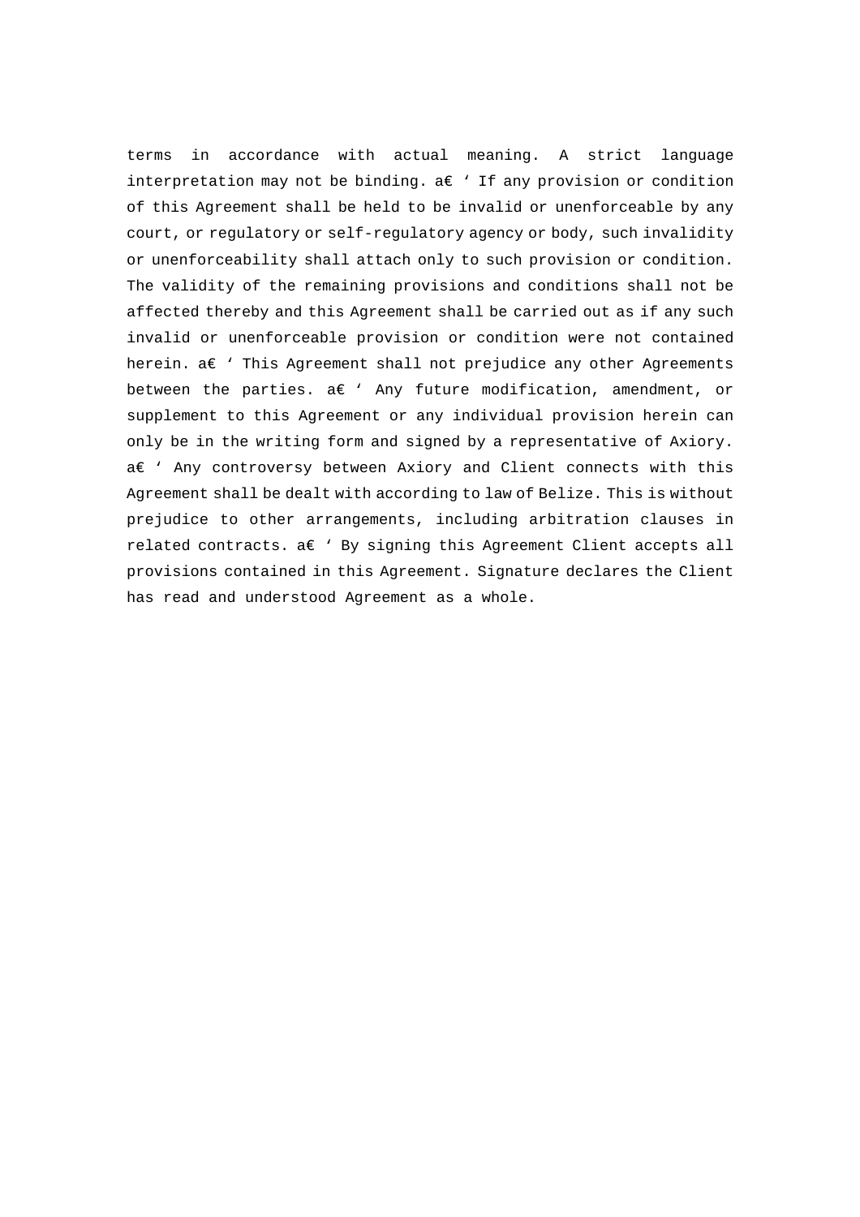terms in accordance with actual meaning. A strict language interpretation may not be binding. a€ ‘ If any provision or condition of this Agreement shall be held to be invalid or unenforceable by any court, or regulatory or self-regulatory agency or body, such invalidity or unenforceability shall attach only to such provision or condition. The validity of the remaining provisions and conditions shall not be affected thereby and this Agreement shall be carried out as if any such invalid or unenforceable provision or condition were not contained herein. a€ ‘ This Agreement shall not prejudice any other Agreements between the parties. a€ ‘ Any future modification, amendment, or supplement to this Agreement or any individual provision herein can only be in the writing form and signed by a representative of Axiory. a€ ‘ Any controversy between Axiory and Client connects with this Agreement shall be dealt with according to law of Belize. This is without prejudice to other arrangements, including arbitration clauses in related contracts. a€ ‘ By signing this Agreement Client accepts all provisions contained in this Agreement. Signature declares the Client has read and understood Agreement as a whole.